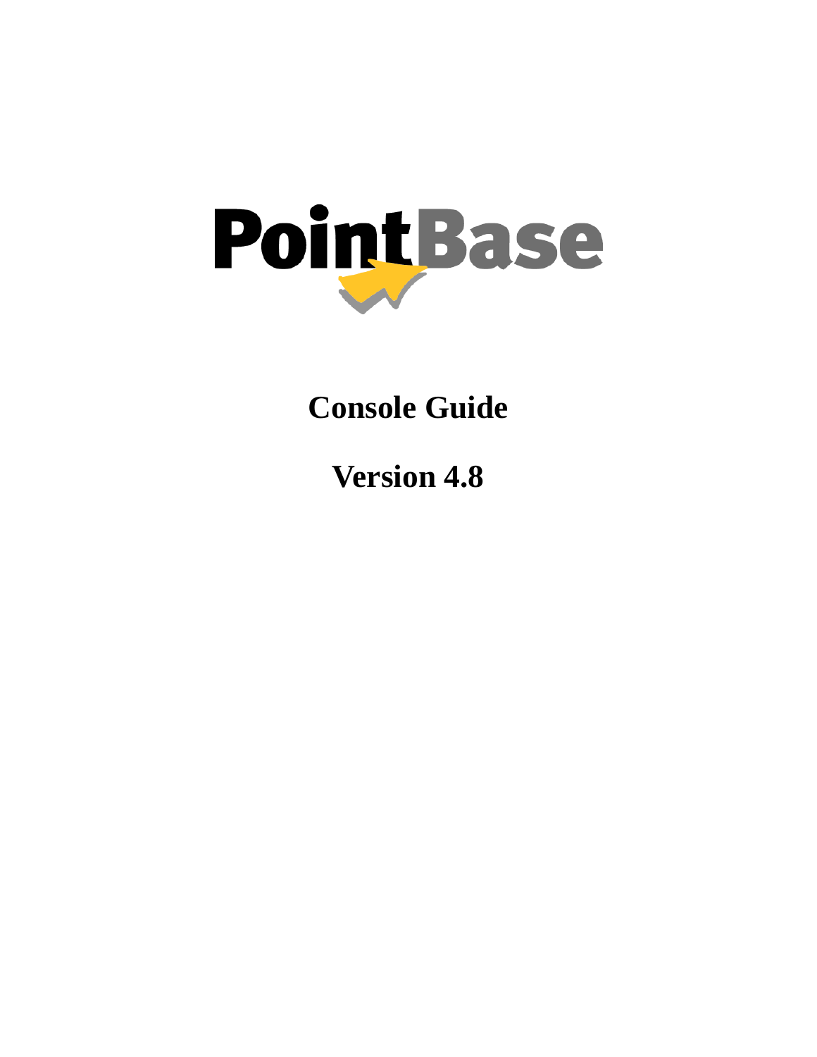PointBase

# Console Guide

# Version 4.8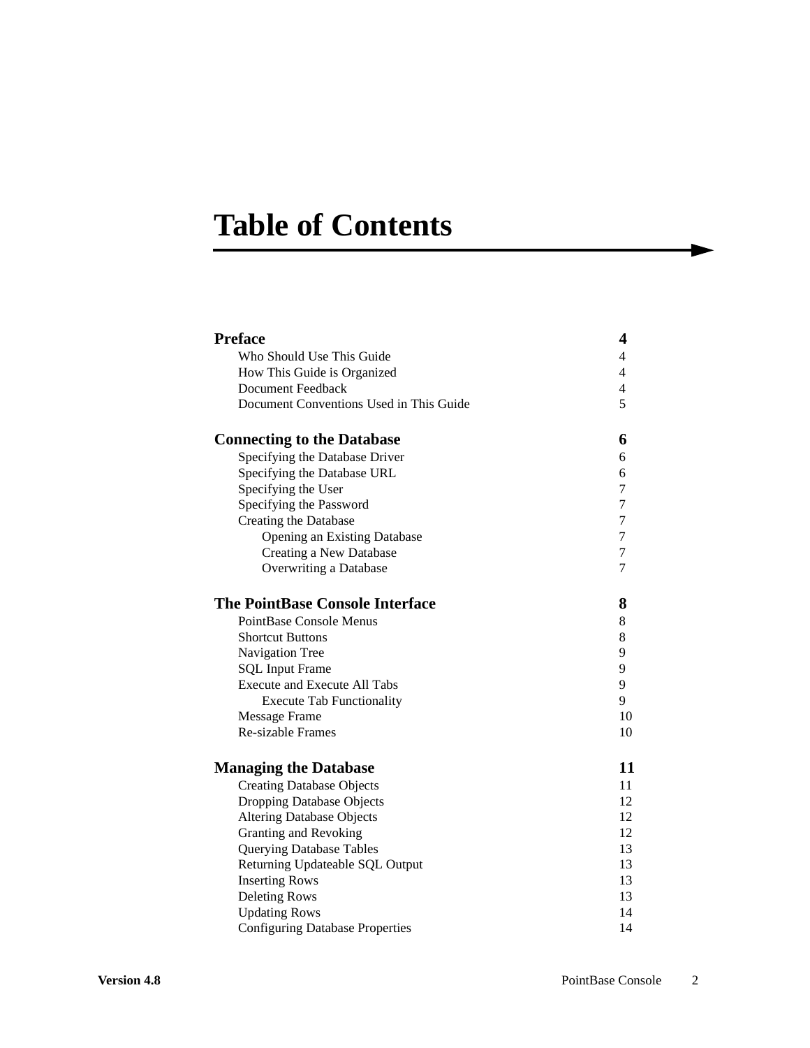# Table of Contents

**Preface** 4

- Who Should Use This Guide 4
- How This Guide is Organized 4
- Document Feedback 4
- Document Conventions Used in This Guide 5

**Connecting to the Database** 6

- Specifying the Database Driver 6
- Specifying the Database URL 6
- Specifying the User 7
- Specifying the Password 7
- Creating the Database 7
  - Opening an Existing Database 7
  - Creating a New Database 7
  - Overwriting a Database 7

**The PointBase Console Interface** 8

- PointBase Console Menus 8
- Shortcut Buttons 8
- Navigation Tree 9
- SQL Input Frame 9
- Execute and Execute All Tabs 9
  - Execute Tab Functionality 9
- Message Frame 10
- Re-sizable Frames 10

**Managing the Database** 11

- Creating Database Objects 11
- Dropping Database Objects 12
- Altering Database Objects 12
- Granting and Revoking 12
- Querying Database Tables 13
- Returning Updateable SQL Output 13
- Inserting Rows 13
- Deleting Rows 13
- Updating Rows 14
- Configuring Database Properties 14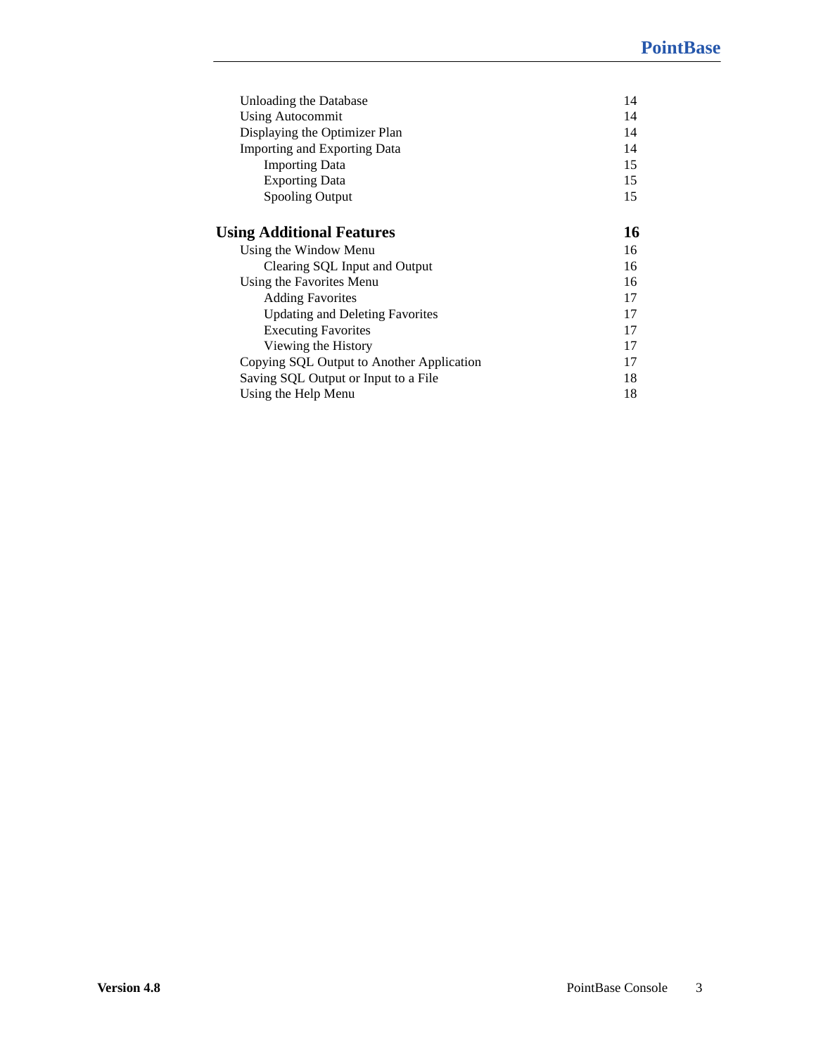| | |
|---|---|
| Unloading the Database | 14 |
| Using Autocommit | 14 |
| Displaying the Optimizer Plan | 14 |
| Importing and Exporting Data | 14 |
| &nbsp;&nbsp;&nbsp;&nbsp;Importing Data | 15 |
| &nbsp;&nbsp;&nbsp;&nbsp;Exporting Data | 15 |
| &nbsp;&nbsp;&nbsp;&nbsp;Spooling Output | 15 |
| **Using Additional Features** | **16** |
| Using the Window Menu | 16 |
| &nbsp;&nbsp;&nbsp;&nbsp;Clearing SQL Input and Output | 16 |
| Using the Favorites Menu | 16 |
| &nbsp;&nbsp;&nbsp;&nbsp;Adding Favorites | 17 |
| &nbsp;&nbsp;&nbsp;&nbsp;Updating and Deleting Favorites | 17 |
| &nbsp;&nbsp;&nbsp;&nbsp;Executing Favorites | 17 |
| &nbsp;&nbsp;&nbsp;&nbsp;Viewing the History | 17 |
| Copying SQL Output to Another Application | 17 |
| Saving SQL Output or Input to a File | 18 |
| Using the Help Menu | 18 |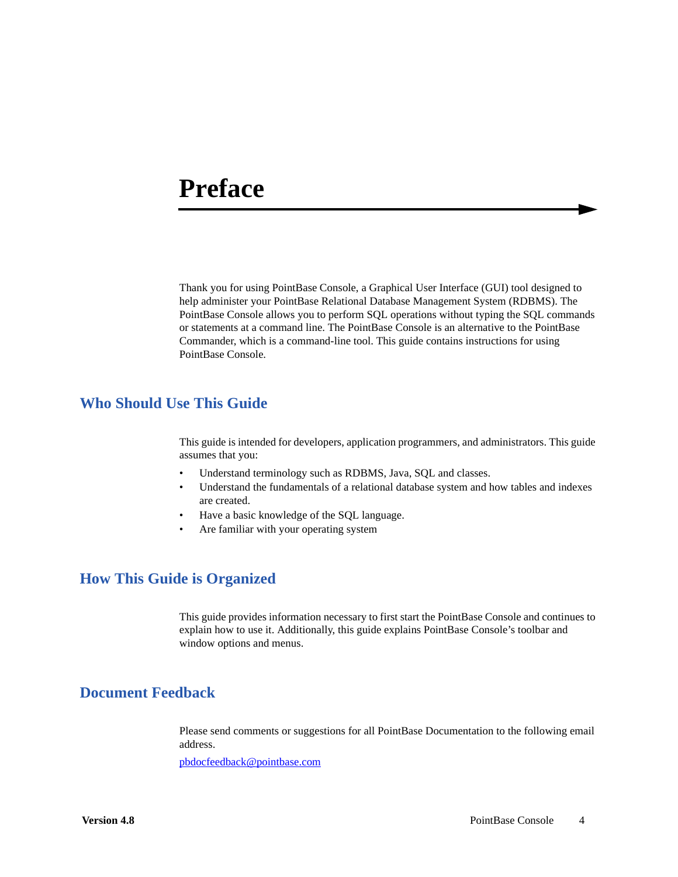# Preface

Thank you for using PointBase Console, a Graphical User Interface (GUI) tool designed to help administer your PointBase Relational Database Management System (RDBMS). The PointBase Console allows you to perform SQL operations without typing the SQL commands or statements at a command line. The PointBase Console is an alternative to the PointBase Commander, which is a command-line tool. This guide contains instructions for using PointBase Console.

## Who Should Use This Guide

This guide is intended for developers, application programmers, and administrators. This guide assumes that you:

- Understand terminology such as RDBMS, Java, SQL and classes.
- Understand the fundamentals of a relational database system and how tables and indexes are created.
- Have a basic knowledge of the SQL language.
- Are familiar with your operating system

## How This Guide is Organized

This guide provides information necessary to first start the PointBase Console and continues to explain how to use it. Additionally, this guide explains PointBase Console's toolbar and window options and menus.

## Document Feedback

Please send comments or suggestions for all PointBase Documentation to the following email address.

pbdocfeedback@pointbase.com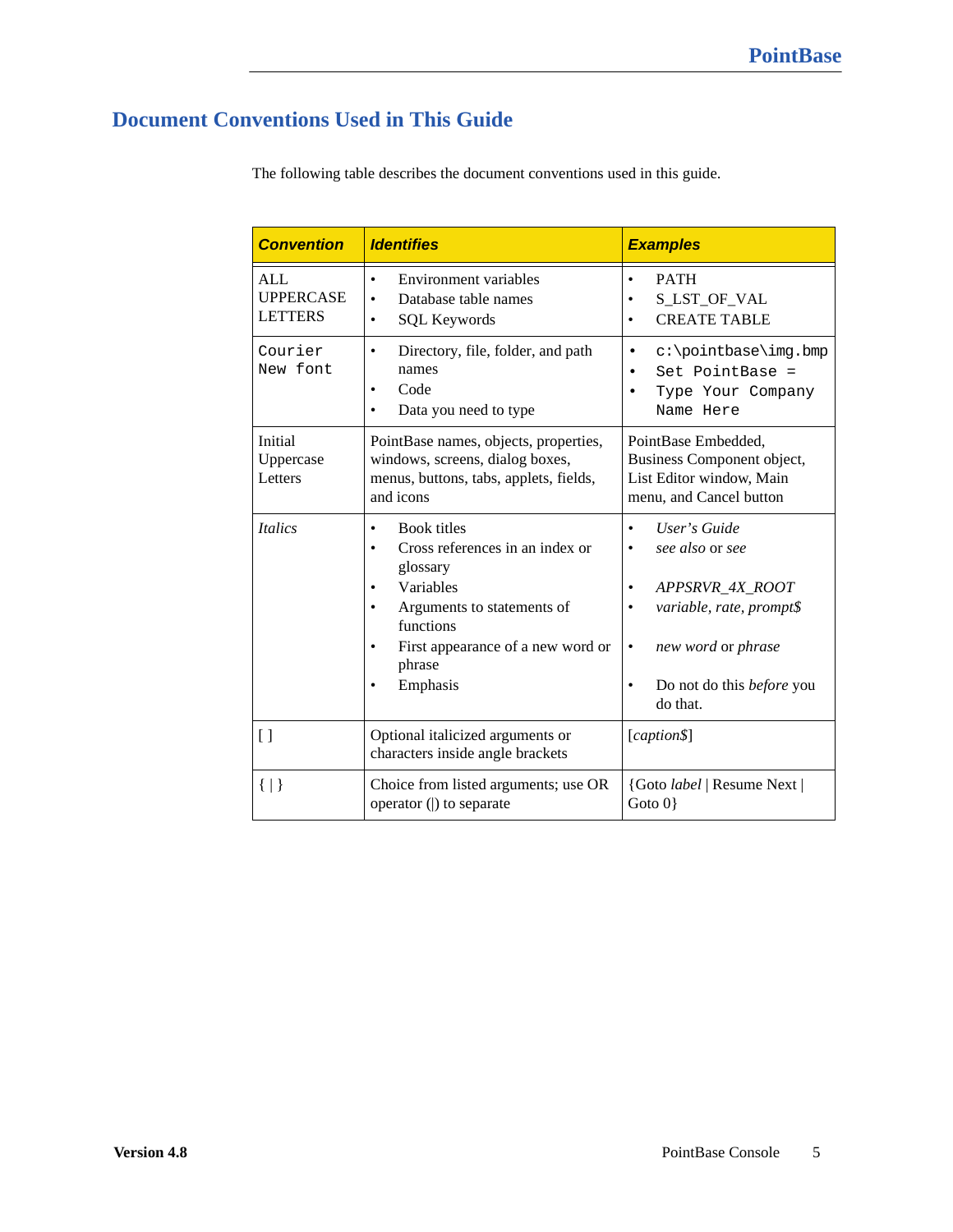## Document Conventions Used in This Guide

The following table describes the document conventions used in this guide.

| ***Convention*** | ***Identifies*** | ***Examples*** |
|---|---|---|
| ALL UPPERCASE LETTERS | • Environment variables<br>• Database table names<br>• SQL Keywords | • PATH<br>• S_LST_OF_VAL<br>• CREATE TABLE |
| `Courier New font` | • Directory, file, folder, and path names<br>• Code<br>• Data you need to type | • `c:\pointbase\img.bmp`<br>• `Set PointBase =`<br>• `Type Your Company Name Here` |
| Initial Uppercase Letters | PointBase names, objects, properties, windows, screens, dialog boxes, menus, buttons, tabs, applets, fields, and icons | PointBase Embedded, Business Component object, List Editor window, Main menu, and Cancel button |
| *Italics* | • Book titles<br>• Cross references in an index or glossary<br>• Variables<br>• Arguments to statements of functions<br>• First appearance of a new word or phrase<br>• Emphasis | • *User's Guide*<br>• *see also* or *see*<br>• *APPSRVR_4X_ROOT*<br>• *variable, rate, prompt$*<br>• *new word* or *phrase*<br>• Do not do this *before* you do that. |
| [ ] | Optional italicized arguments or characters inside angle brackets | [*caption$*] |
| { \| } | Choice from listed arguments; use OR operator (\|) to separate | {Goto *label* \| Resume Next \| Goto 0} |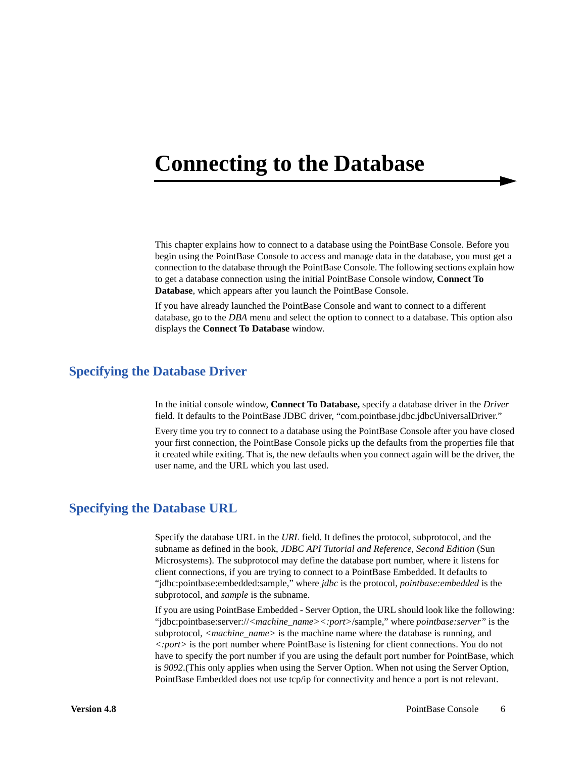# Connecting to the Database

This chapter explains how to connect to a database using the PointBase Console. Before you begin using the PointBase Console to access and manage data in the database, you must get a connection to the database through the PointBase Console. The following sections explain how to get a database connection using the initial PointBase Console window, **Connect To Database**, which appears after you launch the PointBase Console.

If you have already launched the PointBase Console and want to connect to a different database, go to the *DBA* menu and select the option to connect to a database. This option also displays the **Connect To Database** window.

## Specifying the Database Driver

In the initial console window, **Connect To Database,** specify a database driver in the *Driver* field. It defaults to the PointBase JDBC driver, "com.pointbase.jdbc.jdbcUniversalDriver."

Every time you try to connect to a database using the PointBase Console after you have closed your first connection, the PointBase Console picks up the defaults from the properties file that it created while exiting. That is, the new defaults when you connect again will be the driver, the user name, and the URL which you last used.

## Specifying the Database URL

Specify the database URL in the *URL* field. It defines the protocol, subprotocol, and the subname as defined in the book, *JDBC API Tutorial and Reference, Second Edition* (Sun Microsystems). The subprotocol may define the database port number, where it listens for client connections, if you are trying to connect to a PointBase Embedded. It defaults to "jdbc:pointbase:embedded:sample," where *jdbc* is the protocol, *pointbase:embedded* is the subprotocol, and *sample* is the subname.

If you are using PointBase Embedded - Server Option, the URL should look like the following: "jdbc:pointbase:server://*<machine_name><:port>*/sample," where *pointbase:server"* is the subprotocol, *<machine_name>* is the machine name where the database is running, and *<:port>* is the port number where PointBase is listening for client connections. You do not have to specify the port number if you are using the default port number for PointBase, which is *9092*.(This only applies when using the Server Option. When not using the Server Option, PointBase Embedded does not use tcp/ip for connectivity and hence a port is not relevant.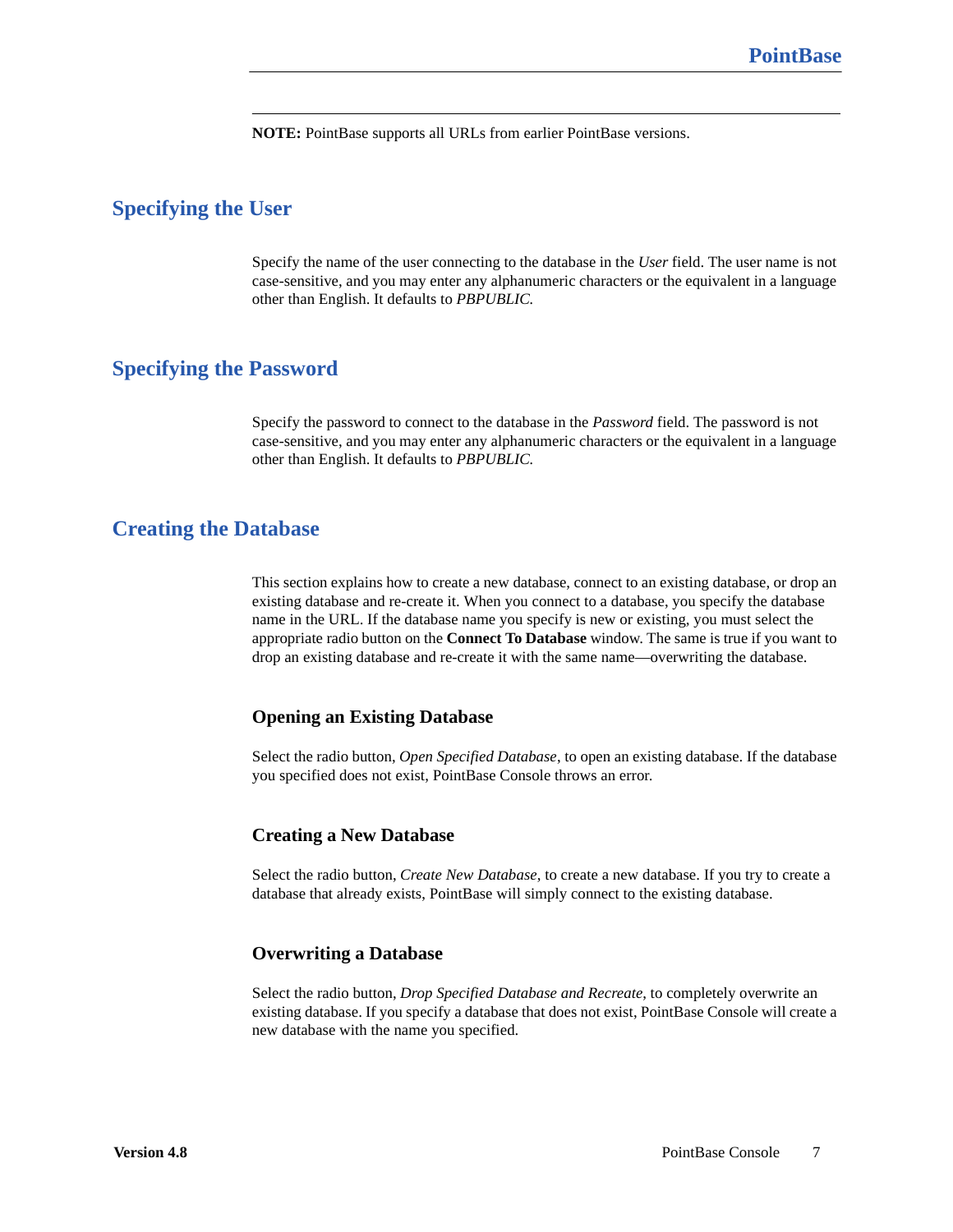**NOTE:** PointBase supports all URLs from earlier PointBase versions.

## Specifying the User

Specify the name of the user connecting to the database in the *User* field. The user name is not case-sensitive, and you may enter any alphanumeric characters or the equivalent in a language other than English. It defaults to *PBPUBLIC.*

## Specifying the Password

Specify the password to connect to the database in the *Password* field. The password is not case-sensitive, and you may enter any alphanumeric characters or the equivalent in a language other than English. It defaults to *PBPUBLIC.*

## Creating the Database

This section explains how to create a new database, connect to an existing database, or drop an existing database and re-create it. When you connect to a database, you specify the database name in the URL. If the database name you specify is new or existing, you must select the appropriate radio button on the **Connect To Database** window. The same is true if you want to drop an existing database and re-create it with the same name—overwriting the database.

### Opening an Existing Database

Select the radio button, *Open Specified Database*, to open an existing database. If the database you specified does not exist, PointBase Console throws an error.

### Creating a New Database

Select the radio button, *Create New Database*, to create a new database. If you try to create a database that already exists, PointBase will simply connect to the existing database.

### Overwriting a Database

Select the radio button, *Drop Specified Database and Recreate*, to completely overwrite an existing database. If you specify a database that does not exist, PointBase Console will create a new database with the name you specified.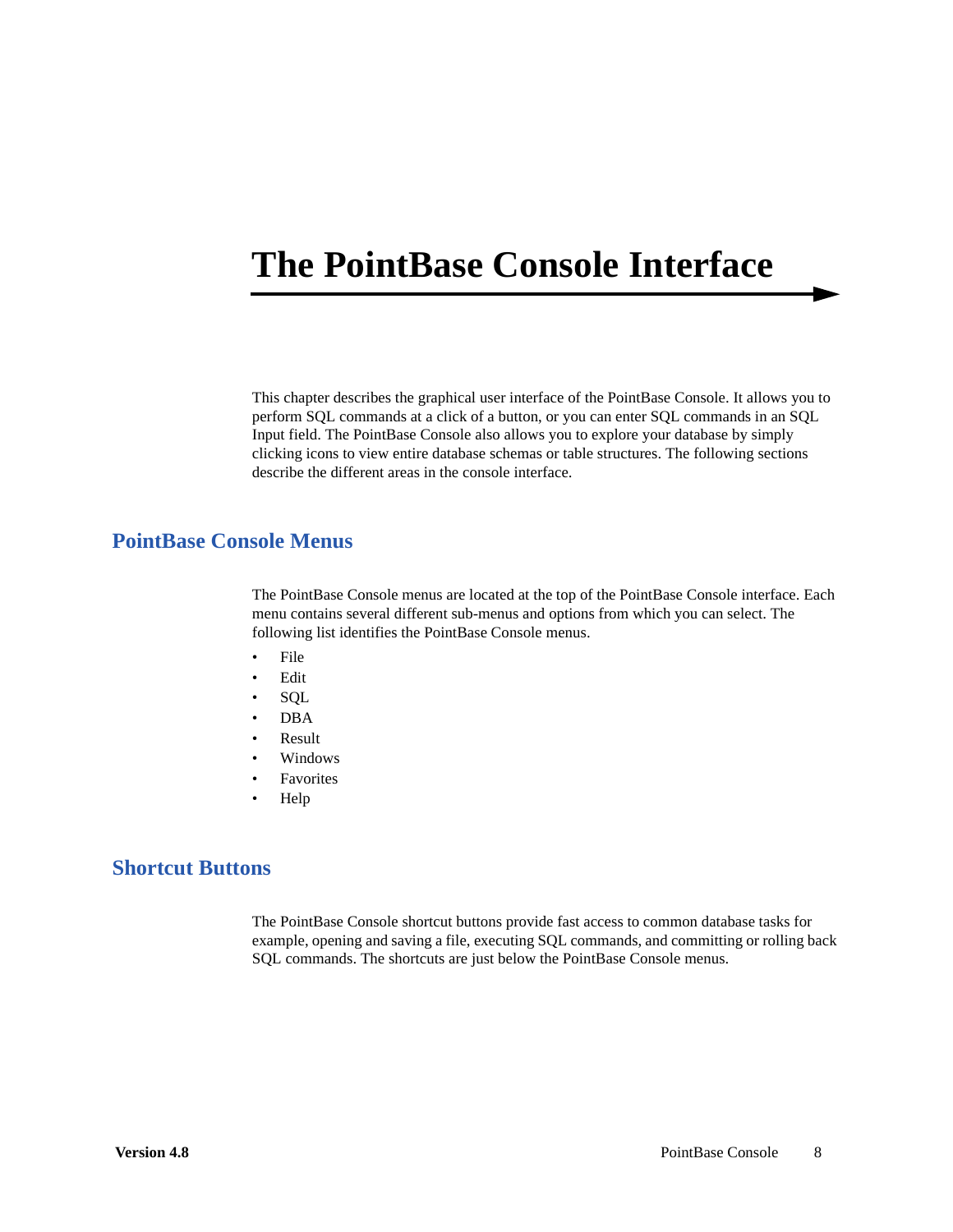# The PointBase Console Interface

This chapter describes the graphical user interface of the PointBase Console. It allows you to perform SQL commands at a click of a button, or you can enter SQL commands in an SQL Input field. The PointBase Console also allows you to explore your database by simply clicking icons to view entire database schemas or table structures. The following sections describe the different areas in the console interface.

## PointBase Console Menus

The PointBase Console menus are located at the top of the PointBase Console interface. Each menu contains several different sub-menus and options from which you can select. The following list identifies the PointBase Console menus.

- File
- Edit
- SQL
- DBA
- Result
- Windows
- Favorites
- Help

## Shortcut Buttons

The PointBase Console shortcut buttons provide fast access to common database tasks for example, opening and saving a file, executing SQL commands, and committing or rolling back SQL commands. The shortcuts are just below the PointBase Console menus.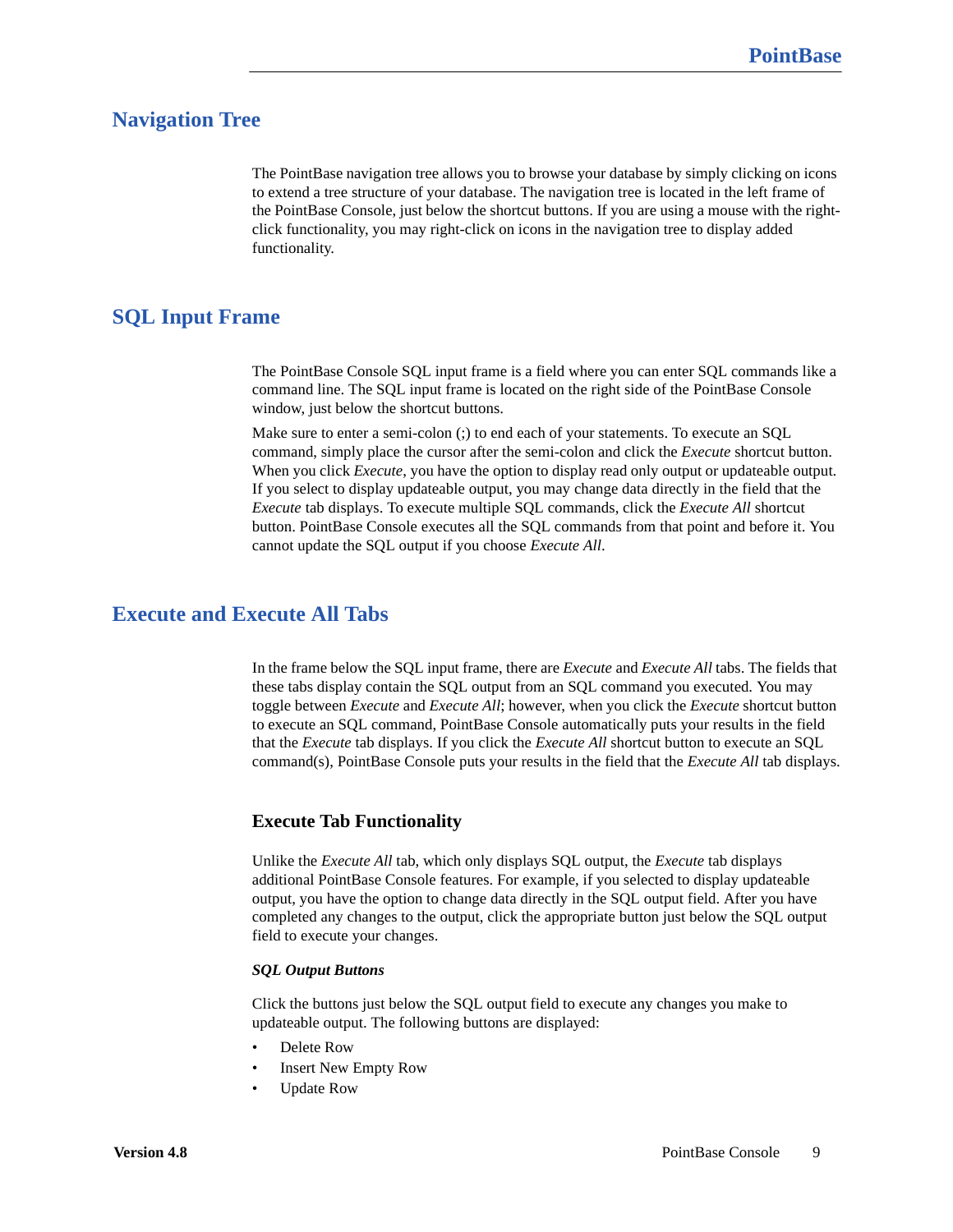## Navigation Tree

The PointBase navigation tree allows you to browse your database by simply clicking on icons to extend a tree structure of your database. The navigation tree is located in the left frame of the PointBase Console, just below the shortcut buttons. If you are using a mouse with the right-click functionality, you may right-click on icons in the navigation tree to display added functionality.

## SQL Input Frame

The PointBase Console SQL input frame is a field where you can enter SQL commands like a command line. The SQL input frame is located on the right side of the PointBase Console window, just below the shortcut buttons.

Make sure to enter a semi-colon (;) to end each of your statements. To execute an SQL command, simply place the cursor after the semi-colon and click the *Execute* shortcut button. When you click *Execute*, you have the option to display read only output or updateable output. If you select to display updateable output, you may change data directly in the field that the *Execute* tab displays. To execute multiple SQL commands, click the *Execute All* shortcut button. PointBase Console executes all the SQL commands from that point and before it. You cannot update the SQL output if you choose *Execute All*.

## Execute and Execute All Tabs

In the frame below the SQL input frame, there are *Execute* and *Execute All* tabs. The fields that these tabs display contain the SQL output from an SQL command you executed. You may toggle between *Execute* and *Execute All*; however, when you click the *Execute* shortcut button to execute an SQL command, PointBase Console automatically puts your results in the field that the *Execute* tab displays. If you click the *Execute All* shortcut button to execute an SQL command(s), PointBase Console puts your results in the field that the *Execute All* tab displays.

### Execute Tab Functionality

Unlike the *Execute All* tab, which only displays SQL output, the *Execute* tab displays additional PointBase Console features. For example, if you selected to display updateable output, you have the option to change data directly in the SQL output field. After you have completed any changes to the output, click the appropriate button just below the SQL output field to execute your changes.

***SQL Output Buttons***

Click the buttons just below the SQL output field to execute any changes you make to updateable output. The following buttons are displayed:

- Delete Row
- Insert New Empty Row
- Update Row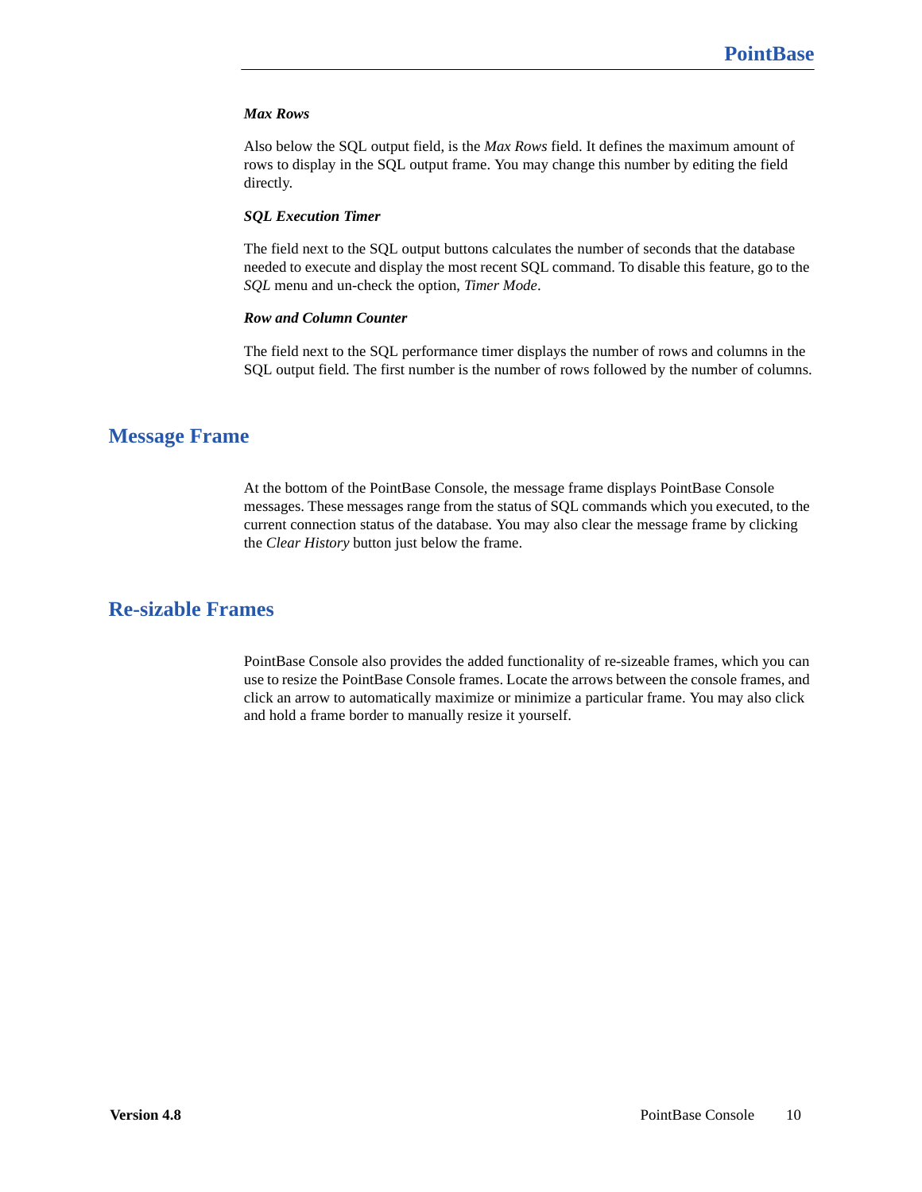#### *Max Rows*

Also below the SQL output field, is the *Max Rows* field. It defines the maximum amount of rows to display in the SQL output frame. You may change this number by editing the field directly.

#### *SQL Execution Timer*

The field next to the SQL output buttons calculates the number of seconds that the database needed to execute and display the most recent SQL command. To disable this feature, go to the *SQL* menu and un-check the option, *Timer Mode*.

#### *Row and Column Counter*

The field next to the SQL performance timer displays the number of rows and columns in the SQL output field. The first number is the number of rows followed by the number of columns.

## Message Frame

At the bottom of the PointBase Console, the message frame displays PointBase Console messages. These messages range from the status of SQL commands which you executed, to the current connection status of the database. You may also clear the message frame by clicking the *Clear History* button just below the frame.

## Re-sizable Frames

PointBase Console also provides the added functionality of re-sizeable frames, which you can use to resize the PointBase Console frames. Locate the arrows between the console frames, and click an arrow to automatically maximize or minimize a particular frame. You may also click and hold a frame border to manually resize it yourself.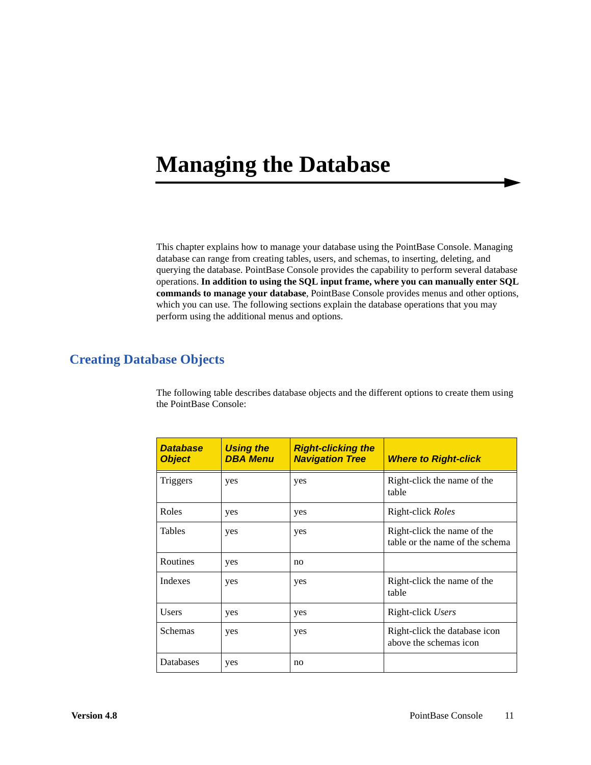# Managing the Database

This chapter explains how to manage your database using the PointBase Console. Managing database can range from creating tables, users, and schemas, to inserting, deleting, and querying the database. PointBase Console provides the capability to perform several database operations. **In addition to using the SQL input frame, where you can manually enter SQL commands to manage your database**, PointBase Console provides menus and other options, which you can use. The following sections explain the database operations that you may perform using the additional menus and options.

## Creating Database Objects

The following table describes database objects and the different options to create them using the PointBase Console:

| Database Object | Using the DBA Menu | Right-clicking the Navigation Tree | Where to Right-click |
|---|---|---|---|
| Triggers | yes | yes | Right-click the name of the table |
| Roles | yes | yes | Right-click *Roles* |
| Tables | yes | yes | Right-click the name of the table or the name of the schema |
| Routines | yes | no | |
| Indexes | yes | yes | Right-click the name of the table |
| Users | yes | yes | Right-click *Users* |
| Schemas | yes | yes | Right-click the database icon above the schemas icon |
| Databases | yes | no | |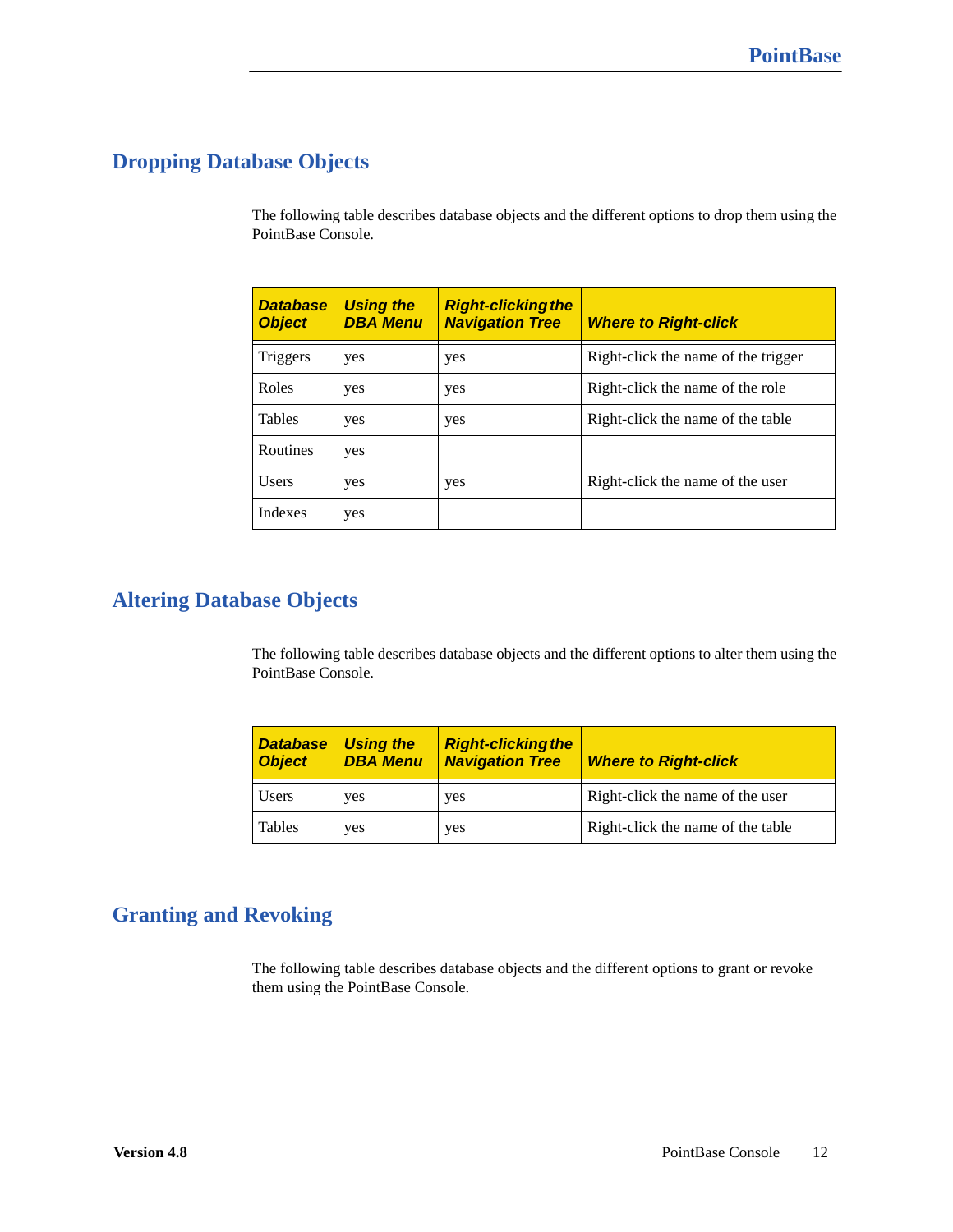## Dropping Database Objects

The following table describes database objects and the different options to drop them using the PointBase Console.

| Database Object | Using the DBA Menu | Right-clicking the Navigation Tree | Where to Right-click |
|---|---|---|---|
| Triggers | yes | yes | Right-click the name of the trigger |
| Roles | yes | yes | Right-click the name of the role |
| Tables | yes | yes | Right-click the name of the table |
| Routines | yes | | |
| Users | yes | yes | Right-click the name of the user |
| Indexes | yes | | |

## Altering Database Objects

The following table describes database objects and the different options to alter them using the PointBase Console.

| Database Object | Using the DBA Menu | Right-clicking the Navigation Tree | Where to Right-click |
|---|---|---|---|
| Users | yes | yes | Right-click the name of the user |
| Tables | yes | yes | Right-click the name of the table |

## Granting and Revoking

The following table describes database objects and the different options to grant or revoke them using the PointBase Console.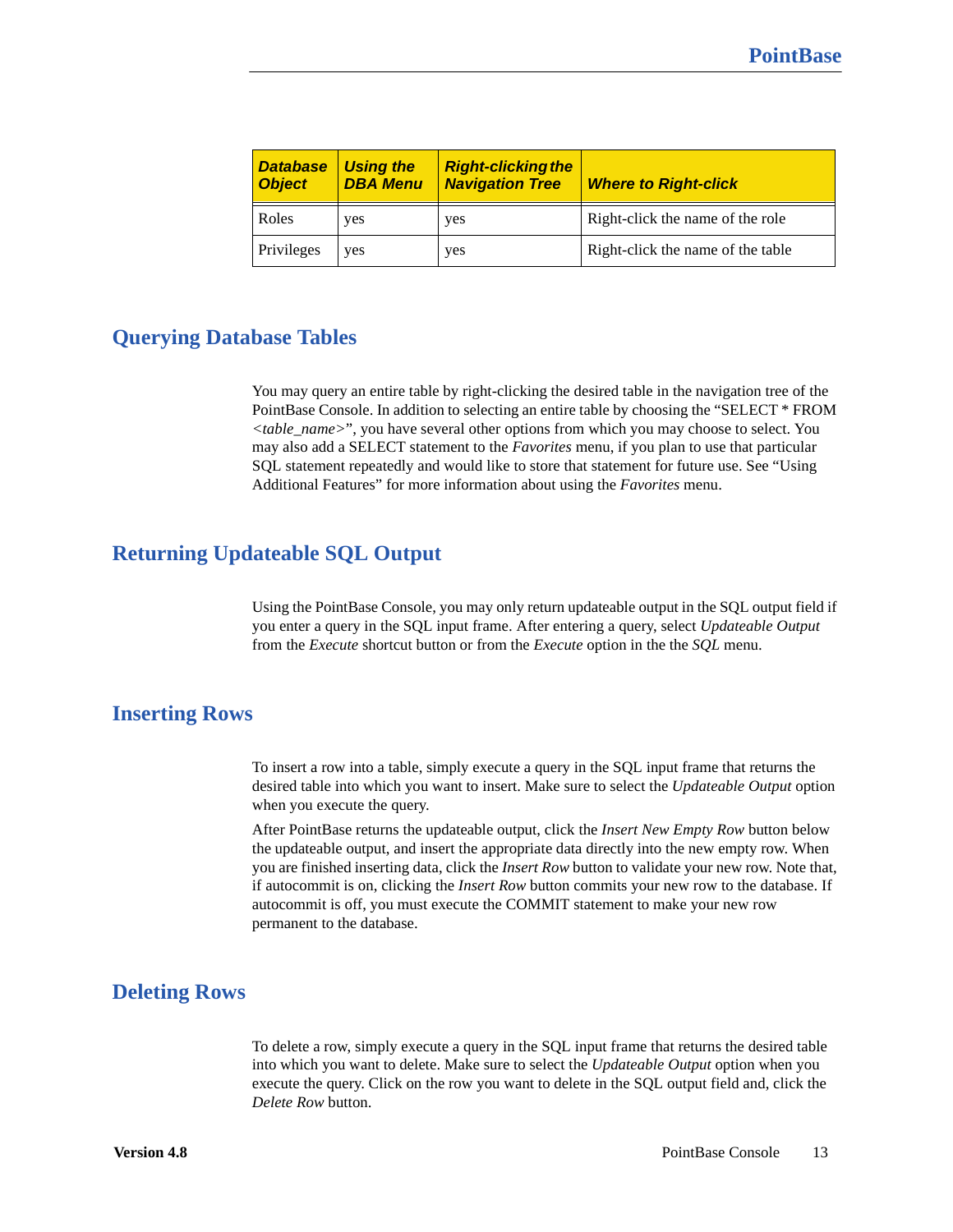| *Database Object* | *Using the DBA Menu* | *Right-clicking the Navigation Tree* | *Where to Right-click* |
|---|---|---|---|
| Roles | yes | yes | Right-click the name of the role |
| Privileges | yes | yes | Right-click the name of the table |

## Querying Database Tables

You may query an entire table by right-clicking the desired table in the navigation tree of the PointBase Console. In addition to selecting an entire table by choosing the “SELECT * FROM *<table_name>*”, you have several other options from which you may choose to select. You may also add a SELECT statement to the *Favorites* menu, if you plan to use that particular SQL statement repeatedly and would like to store that statement for future use. See “Using Additional Features” for more information about using the *Favorites* menu.

## Returning Updateable SQL Output

Using the PointBase Console, you may only return updateable output in the SQL output field if you enter a query in the SQL input frame. After entering a query, select *Updateable Output* from the *Execute* shortcut button or from the *Execute* option in the *SQL* menu.

## Inserting Rows

To insert a row into a table, simply execute a query in the SQL input frame that returns the desired table into which you want to insert. Make sure to select the *Updateable Output* option when you execute the query.

After PointBase returns the updateable output, click the *Insert New Empty Row* button below the updateable output, and insert the appropriate data directly into the new empty row. When you are finished inserting data, click the *Insert Row* button to validate your new row. Note that, if autocommit is on, clicking the *Insert Row* button commits your new row to the database. If autocommit is off, you must execute the COMMIT statement to make your new row permanent to the database.

## Deleting Rows

To delete a row, simply execute a query in the SQL input frame that returns the desired table into which you want to delete. Make sure to select the *Updateable Output* option when you execute the query. Click on the row you want to delete in the SQL output field and, click the *Delete Row* button.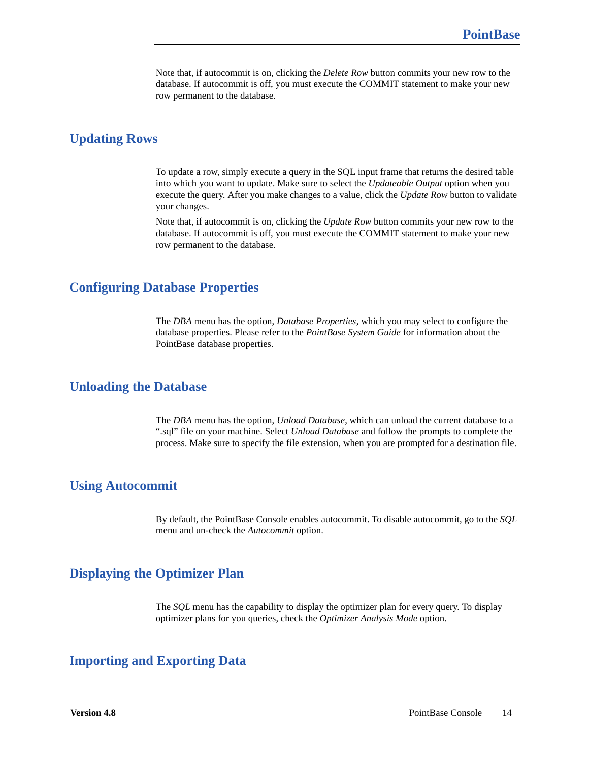Note that, if autocommit is on, clicking the *Delete Row* button commits your new row to the database. If autocommit is off, you must execute the COMMIT statement to make your new row permanent to the database.

## Updating Rows

To update a row, simply execute a query in the SQL input frame that returns the desired table into which you want to update. Make sure to select the *Updateable Output* option when you execute the query. After you make changes to a value, click the *Update Row* button to validate your changes.

Note that, if autocommit is on, clicking the *Update Row* button commits your new row to the database. If autocommit is off, you must execute the COMMIT statement to make your new row permanent to the database.

## Configuring Database Properties

The *DBA* menu has the option, *Database Properties*, which you may select to configure the database properties. Please refer to the *PointBase System Guide* for information about the PointBase database properties.

## Unloading the Database

The *DBA* menu has the option, *Unload Database*, which can unload the current database to a ".sql" file on your machine. Select *Unload Database* and follow the prompts to complete the process. Make sure to specify the file extension, when you are prompted for a destination file.

## Using Autocommit

By default, the PointBase Console enables autocommit. To disable autocommit, go to the *SQL* menu and un-check the *Autocommit* option.

## Displaying the Optimizer Plan

The *SQL* menu has the capability to display the optimizer plan for every query. To display optimizer plans for you queries, check the *Optimizer Analysis Mode* option.

## Importing and Exporting Data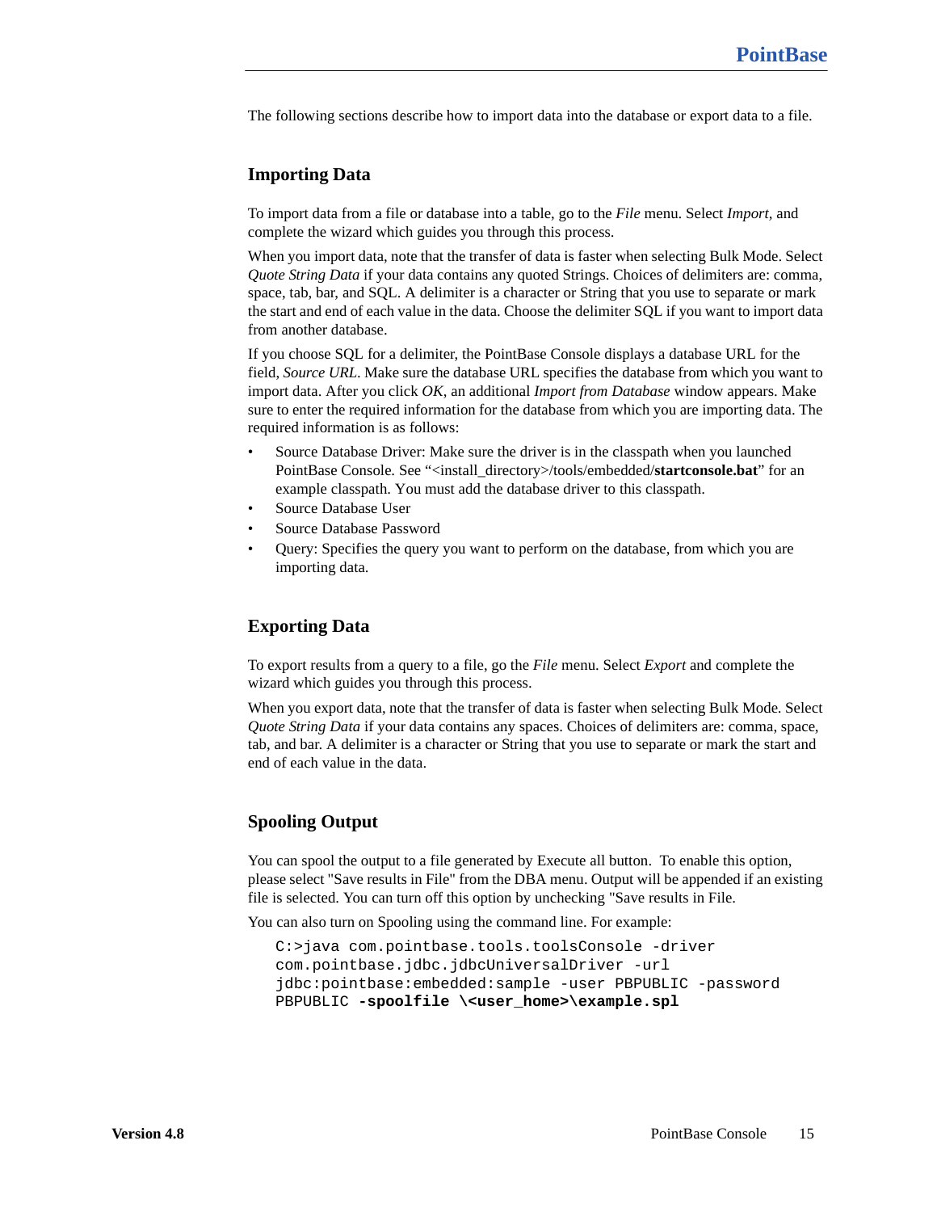The following sections describe how to import data into the database or export data to a file.

### Importing Data

To import data from a file or database into a table, go to the *File* menu. Select *Import,* and complete the wizard which guides you through this process.

When you import data, note that the transfer of data is faster when selecting Bulk Mode. Select *Quote String Data* if your data contains any quoted Strings. Choices of delimiters are: comma, space, tab, bar, and SQL. A delimiter is a character or String that you use to separate or mark the start and end of each value in the data. Choose the delimiter SQL if you want to import data from another database.

If you choose SQL for a delimiter, the PointBase Console displays a database URL for the field, *Source URL*. Make sure the database URL specifies the database from which you want to import data. After you click *OK*, an additional *Import from Database* window appears. Make sure to enter the required information for the database from which you are importing data. The required information is as follows:

- Source Database Driver: Make sure the driver is in the classpath when you launched PointBase Console. See "<install_directory>/tools/embedded/**startconsole.bat**" for an example classpath. You must add the database driver to this classpath.
- Source Database User
- Source Database Password
- Query: Specifies the query you want to perform on the database, from which you are importing data.

### Exporting Data

To export results from a query to a file, go the *File* menu. Select *Export* and complete the wizard which guides you through this process.

When you export data, note that the transfer of data is faster when selecting Bulk Mode. Select *Quote String Data* if your data contains any spaces. Choices of delimiters are: comma, space, tab, and bar. A delimiter is a character or String that you use to separate or mark the start and end of each value in the data.

### Spooling Output

You can spool the output to a file generated by Execute all button. To enable this option, please select "Save results in File" from the DBA menu. Output will be appended if an existing file is selected. You can turn off this option by unchecking "Save results in File.

You can also turn on Spooling using the command line. For example:

```
C:>java com.pointbase.tools.toolsConsole -driver
com.pointbase.jdbc.jdbcUniversalDriver -url
jdbc:pointbase:embedded:sample -user PBPUBLIC -password
PBPUBLIC -spoolfile \<user_home>\example.spl
```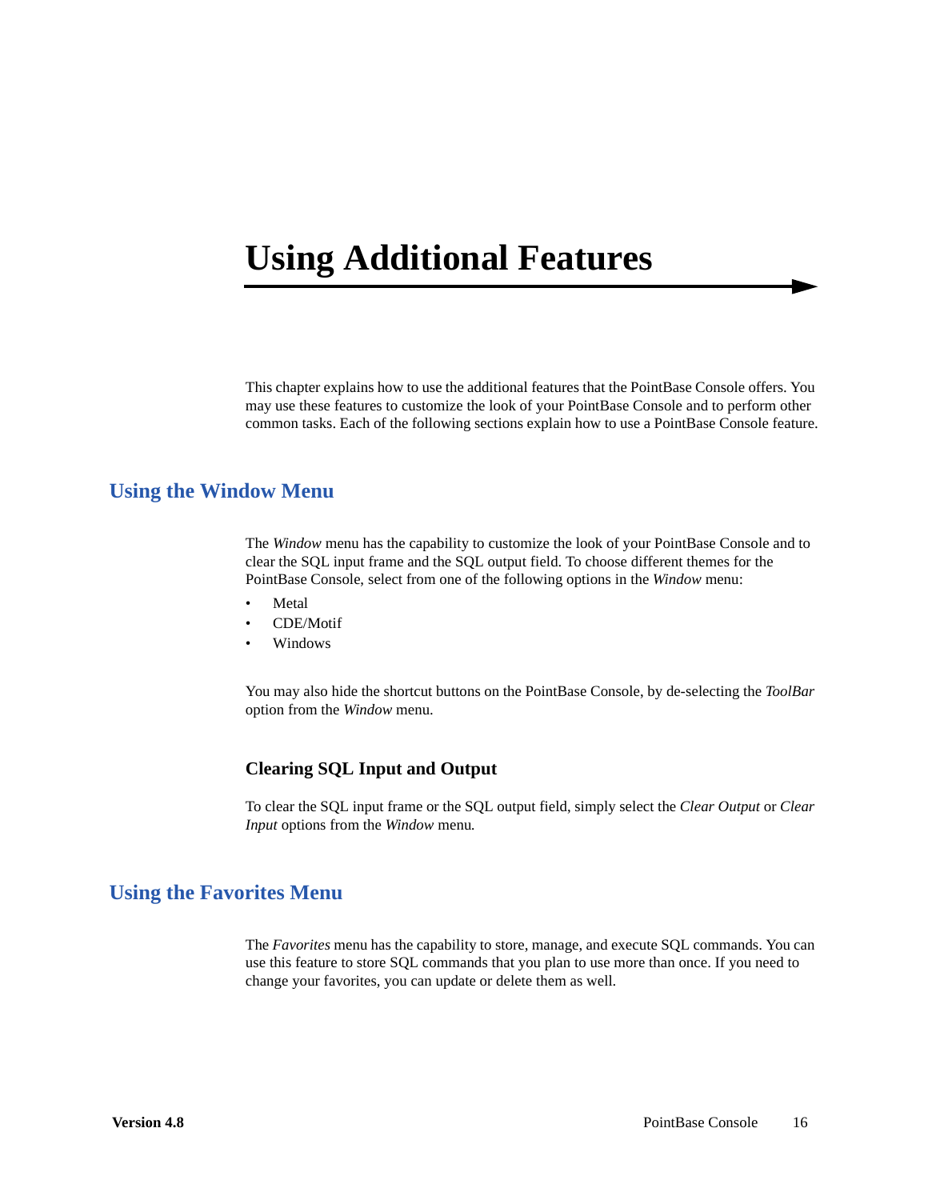# Using Additional Features

This chapter explains how to use the additional features that the PointBase Console offers. You may use these features to customize the look of your PointBase Console and to perform other common tasks. Each of the following sections explain how to use a PointBase Console feature.

## Using the Window Menu

The *Window* menu has the capability to customize the look of your PointBase Console and to clear the SQL input frame and the SQL output field. To choose different themes for the PointBase Console, select from one of the following options in the *Window* menu:

- Metal
- CDE/Motif
- Windows

You may also hide the shortcut buttons on the PointBase Console, by de-selecting the *ToolBar* option from the *Window* menu.

### Clearing SQL Input and Output

To clear the SQL input frame or the SQL output field, simply select the *Clear Output* or *Clear Input* options from the *Window* menu.

## Using the Favorites Menu

The *Favorites* menu has the capability to store, manage, and execute SQL commands. You can use this feature to store SQL commands that you plan to use more than once. If you need to change your favorites, you can update or delete them as well.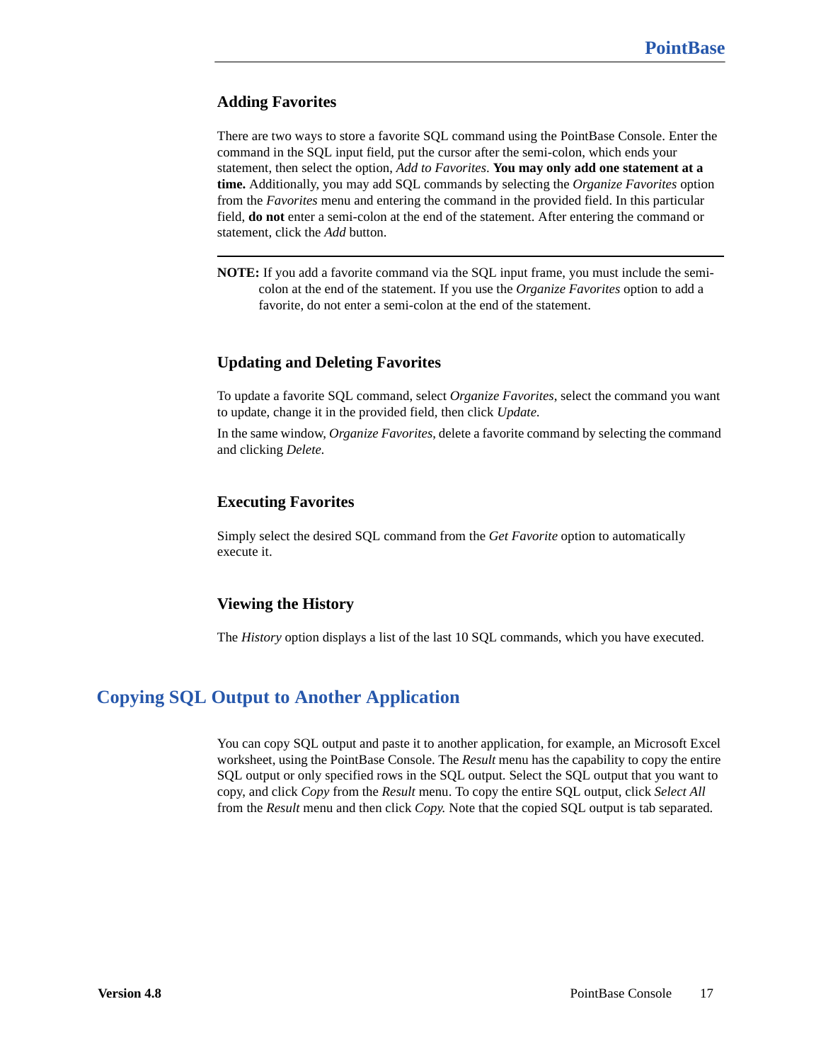### Adding Favorites

There are two ways to store a favorite SQL command using the PointBase Console. Enter the command in the SQL input field, put the cursor after the semi-colon, which ends your statement, then select the option, *Add to Favorites*. **You may only add one statement at a time.** Additionally, you may add SQL commands by selecting the *Organize Favorites* option from the *Favorites* menu and entering the command in the provided field. In this particular field, **do not** enter a semi-colon at the end of the statement. After entering the command or statement, click the *Add* button.

---

**NOTE:** If you add a favorite command via the SQL input frame, you must include the semi-colon at the end of the statement. If you use the *Organize Favorites* option to add a favorite, do not enter a semi-colon at the end of the statement.

### Updating and Deleting Favorites

To update a favorite SQL command, select *Organize Favorites*, select the command you want to update, change it in the provided field, then click *Update.*

In the same window, *Organize Favorites*, delete a favorite command by selecting the command and clicking *Delete.*

### Executing Favorites

Simply select the desired SQL command from the *Get Favorite* option to automatically execute it.

### Viewing the History

The *History* option displays a list of the last 10 SQL commands, which you have executed.

## Copying SQL Output to Another Application

You can copy SQL output and paste it to another application, for example, an Microsoft Excel worksheet, using the PointBase Console. The *Result* menu has the capability to copy the entire SQL output or only specified rows in the SQL output. Select the SQL output that you want to copy, and click *Copy* from the *Result* menu. To copy the entire SQL output, click *Select All* from the *Result* menu and then click *Copy.* Note that the copied SQL output is tab separated.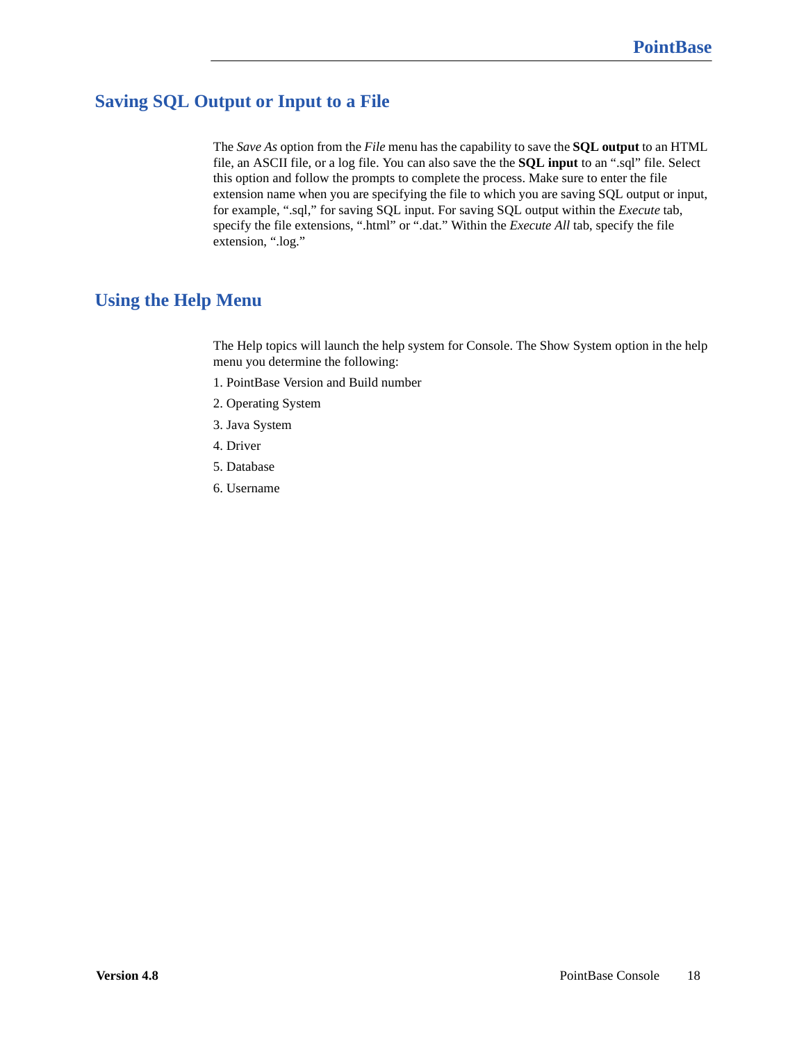## Saving SQL Output or Input to a File

The *Save As* option from the *File* menu has the capability to save the **SQL output** to an HTML file, an ASCII file, or a log file. You can also save the the **SQL input** to an ".sql" file. Select this option and follow the prompts to complete the process. Make sure to enter the file extension name when you are specifying the file to which you are saving SQL output or input, for example, ".sql," for saving SQL input. For saving SQL output within the *Execute* tab, specify the file extensions, ".html" or ".dat." Within the *Execute All* tab, specify the file extension, ".log."

## Using the Help Menu

The Help topics will launch the help system for Console. The Show System option in the help menu you determine the following:

1. PointBase Version and Build number
2. Operating System
3. Java System
4. Driver
5. Database
6. Username